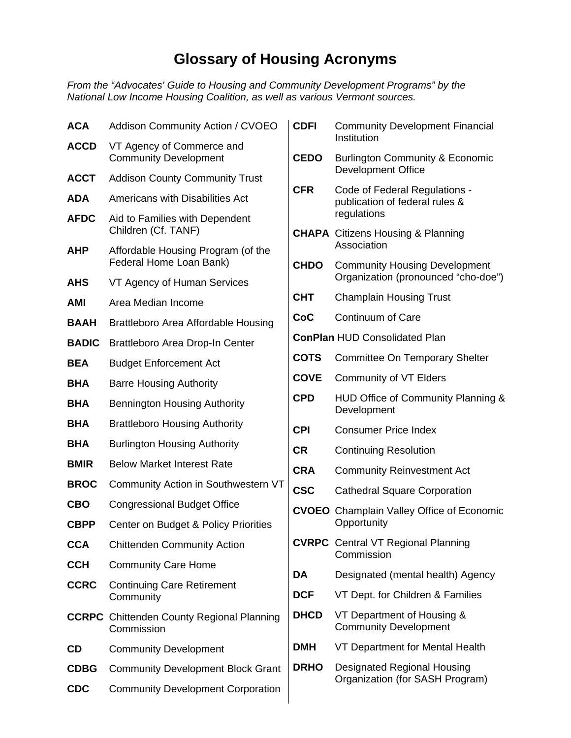# Glossary of Housing Acronyms

*From the "Advocates' Guide to Housing and Community Development Programs" by the National Low Income Housing Coalition, as well as various Vermont sources.*

| | |
|---|---|
| **ACA** | Addison Community Action / CVOEO |
| **ACCD** | VT Agency of Commerce and Community Development |
| **ACCT** | Addison County Community Trust |
| **ADA** | Americans with Disabilities Act |
| **AFDC** | Aid to Families with Dependent Children (Cf. TANF) |
| **AHP** | Affordable Housing Program (of the Federal Home Loan Bank) |
| **AHS** | VT Agency of Human Services |
| **AMI** | Area Median Income |
| **BAAH** | Brattleboro Area Affordable Housing |
| **BADIC** | Brattleboro Area Drop-In Center |
| **BEA** | Budget Enforcement Act |
| **BHA** | Barre Housing Authority |
| **BHA** | Bennington Housing Authority |
| **BHA** | Brattleboro Housing Authority |
| **BHA** | Burlington Housing Authority |
| **BMIR** | Below Market Interest Rate |
| **BROC** | Community Action in Southwestern VT |
| **CBO** | Congressional Budget Office |
| **CBPP** | Center on Budget & Policy Priorities |
| **CCA** | Chittenden Community Action |
| **CCH** | Community Care Home |
| **CCRC** | Continuing Care Retirement Community |
| **CCRPC** | Chittenden County Regional Planning Commission |
| **CD** | Community Development |
| **CDBG** | Community Development Block Grant |
| **CDC** | Community Development Corporation |
| **CDFI** | Community Development Financial Institution |
| **CEDO** | Burlington Community & Economic Development Office |
| **CFR** | Code of Federal Regulations - publication of federal rules & regulations |
| **CHAPA** | Citizens Housing & Planning Association |
| **CHDO** | Community Housing Development Organization (pronounced "cho-doe") |
| **CHT** | Champlain Housing Trust |
| **CoC** | Continuum of Care |
| **ConPlan** | HUD Consolidated Plan |
| **COTS** | Committee On Temporary Shelter |
| **COVE** | Community of VT Elders |
| **CPD** | HUD Office of Community Planning & Development |
| **CPI** | Consumer Price Index |
| **CR** | Continuing Resolution |
| **CRA** | Community Reinvestment Act |
| **CSC** | Cathedral Square Corporation |
| **CVOEO** | Champlain Valley Office of Economic Opportunity |
| **CVRPC** | Central VT Regional Planning Commission |
| **DA** | Designated (mental health) Agency |
| **DCF** | VT Dept. for Children & Families |
| **DHCD** | VT Department of Housing & Community Development |
| **DMH** | VT Department for Mental Health |
| **DRHO** | Designated Regional Housing Organization (for SASH Program) |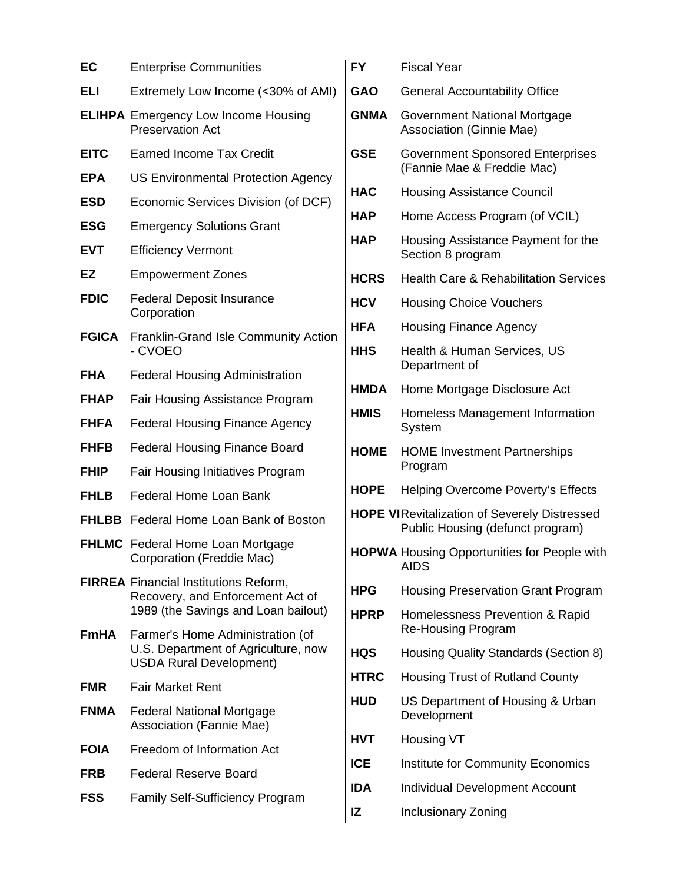**EC** Enterprise Communities

**ELI** Extremely Low Income (<30% of AMI)

**ELIHPA** Emergency Low Income Housing Preservation Act

**EITC** Earned Income Tax Credit

**EPA** US Environmental Protection Agency

**ESD** Economic Services Division (of DCF)

**ESG** Emergency Solutions Grant

**EVT** Efficiency Vermont

**EZ** Empowerment Zones

**FDIC** Federal Deposit Insurance Corporation

**FGICA** Franklin-Grand Isle Community Action - CVOEO

**FHA** Federal Housing Administration

**FHAP** Fair Housing Assistance Program

**FHFA** Federal Housing Finance Agency

**FHFB** Federal Housing Finance Board

**FHIP** Fair Housing Initiatives Program

**FHLB** Federal Home Loan Bank

**FHLBB** Federal Home Loan Bank of Boston

**FHLMC** Federal Home Loan Mortgage Corporation (Freddie Mac)

**FIRREA** Financial Institutions Reform, Recovery, and Enforcement Act of 1989 (the Savings and Loan bailout)

**FmHA** Farmer's Home Administration (of U.S. Department of Agriculture, now USDA Rural Development)

**FMR** Fair Market Rent

**FNMA** Federal National Mortgage Association (Fannie Mae)

**FOIA** Freedom of Information Act

**FRB** Federal Reserve Board

**FSS** Family Self-Sufficiency Program

**FY** Fiscal Year

**GAO** General Accountability Office

**GNMA** Government National Mortgage Association (Ginnie Mae)

**GSE** Government Sponsored Enterprises (Fannie Mae & Freddie Mac)

**HAC** Housing Assistance Council

**HAP** Home Access Program (of VCIL)

**HAP** Housing Assistance Payment for the Section 8 program

**HCRS** Health Care & Rehabilitation Services

**HCV** Housing Choice Vouchers

**HFA** Housing Finance Agency

**HHS** Health & Human Services, US Department of

**HMDA** Home Mortgage Disclosure Act

**HMIS** Homeless Management Information System

**HOME** HOME Investment Partnerships Program

**HOPE** Helping Overcome Poverty's Effects

**HOPE VI** Revitalization of Severely Distressed Public Housing (defunct program)

**HOPWA** Housing Opportunities for People with AIDS

**HPG** Housing Preservation Grant Program

**HPRP** Homelessness Prevention & Rapid Re-Housing Program

**HQS** Housing Quality Standards (Section 8)

**HTRC** Housing Trust of Rutland County

**HUD** US Department of Housing & Urban Development

**HVT** Housing VT

**ICE** Institute for Community Economics

**IDA** Individual Development Account

**IZ** Inclusionary Zoning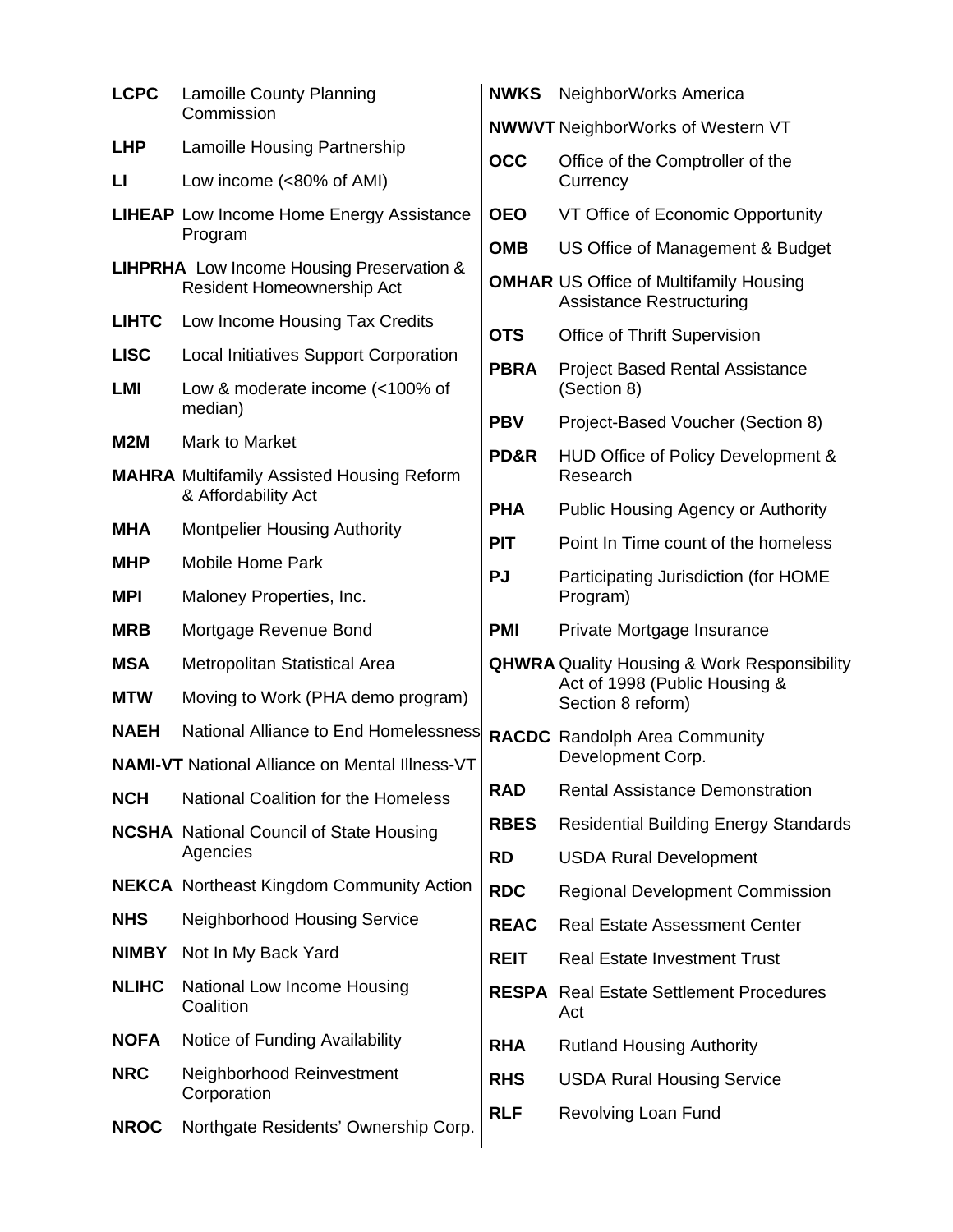**LCPC** Lamoille County Planning Commission

**LHP** Lamoille Housing Partnership

**LI** Low income (<80% of AMI)

**LIHEAP** Low Income Home Energy Assistance Program

**LIHPRHA** Low Income Housing Preservation & Resident Homeownership Act

**LIHTC** Low Income Housing Tax Credits

**LISC** Local Initiatives Support Corporation

**LMI** Low & moderate income (<100% of median)

**M2M** Mark to Market

**MAHRA** Multifamily Assisted Housing Reform & Affordability Act

**MHA** Montpelier Housing Authority

**MHP** Mobile Home Park

**MPI** Maloney Properties, Inc.

**MRB** Mortgage Revenue Bond

**MSA** Metropolitan Statistical Area

**MTW** Moving to Work (PHA demo program)

**NAEH** National Alliance to End Homelessness

**NAMI-VT** National Alliance on Mental Illness-VT

**NCH** National Coalition for the Homeless

**NCSHA** National Council of State Housing Agencies

**NEKCA** Northeast Kingdom Community Action

**NHS** Neighborhood Housing Service

**NIMBY** Not In My Back Yard

**NLIHC** National Low Income Housing Coalition

**NOFA** Notice of Funding Availability

**NRC** Neighborhood Reinvestment Corporation

**NROC** Northgate Residents' Ownership Corp.

**NWKS** NeighborWorks America

**NWWVT** NeighborWorks of Western VT

**OCC** Office of the Comptroller of the Currency

**OEO** VT Office of Economic Opportunity

**OMB** US Office of Management & Budget

**OMHAR** US Office of Multifamily Housing Assistance Restructuring

**OTS** Office of Thrift Supervision

**PBRA** Project Based Rental Assistance (Section 8)

**PBV** Project-Based Voucher (Section 8)

**PD&R** HUD Office of Policy Development & Research

**PHA** Public Housing Agency or Authority

**PIT** Point In Time count of the homeless

**PJ** Participating Jurisdiction (for HOME Program)

**PMI** Private Mortgage Insurance

**QHWRA** Quality Housing & Work Responsibility Act of 1998 (Public Housing & Section 8 reform)

**RACDC** Randolph Area Community Development Corp.

**RAD** Rental Assistance Demonstration

**RBES** Residential Building Energy Standards

**RD** USDA Rural Development

**RDC** Regional Development Commission

**REAC** Real Estate Assessment Center

**REIT** Real Estate Investment Trust

**RESPA** Real Estate Settlement Procedures Act

**RHA** Rutland Housing Authority

**RHS** USDA Rural Housing Service

**RLF** Revolving Loan Fund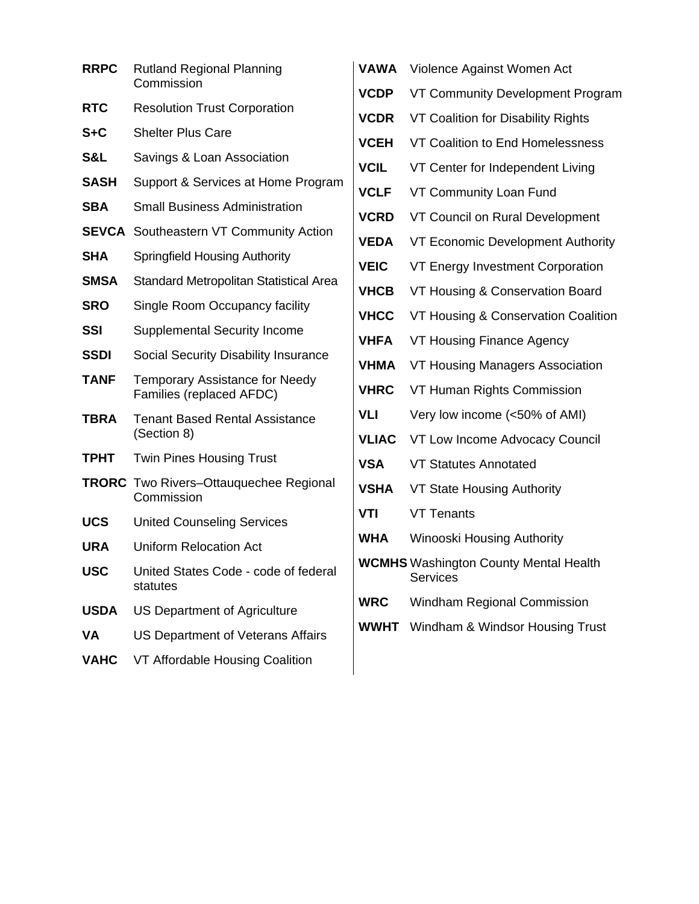**RRPC** Rutland Regional Planning Commission

**RTC** Resolution Trust Corporation

**S+C** Shelter Plus Care

**S&L** Savings & Loan Association

**SASH** Support & Services at Home Program

**SBA** Small Business Administration

**SEVCA** Southeastern VT Community Action

**SHA** Springfield Housing Authority

**SMSA** Standard Metropolitan Statistical Area

**SRO** Single Room Occupancy facility

**SSI** Supplemental Security Income

**SSDI** Social Security Disability Insurance

**TANF** Temporary Assistance for Needy Families (replaced AFDC)

**TBRA** Tenant Based Rental Assistance (Section 8)

**TPHT** Twin Pines Housing Trust

**TRORC** Two Rivers–Ottauquechee Regional Commission

**UCS** United Counseling Services

**URA** Uniform Relocation Act

**USC** United States Code - code of federal statutes

**USDA** US Department of Agriculture

**VA** US Department of Veterans Affairs

**VAHC** VT Affordable Housing Coalition

**VAWA** Violence Against Women Act

**VCDP** VT Community Development Program

**VCDR** VT Coalition for Disability Rights

**VCEH** VT Coalition to End Homelessness

**VCIL** VT Center for Independent Living

**VCLF** VT Community Loan Fund

**VCRD** VT Council on Rural Development

**VEDA** VT Economic Development Authority

**VEIC** VT Energy Investment Corporation

**VHCB** VT Housing & Conservation Board

**VHCC** VT Housing & Conservation Coalition

**VHFA** VT Housing Finance Agency

**VHMA** VT Housing Managers Association

**VHRC** VT Human Rights Commission

**VLI** Very low income (<50% of AMI)

**VLIAC** VT Low Income Advocacy Council

**VSA** VT Statutes Annotated

**VSHA** VT State Housing Authority

**VTI** VT Tenants

**WHA** Winooski Housing Authority

**WCMHS** Washington County Mental Health Services

**WRC** Windham Regional Commission

**WWHT** Windham & Windsor Housing Trust